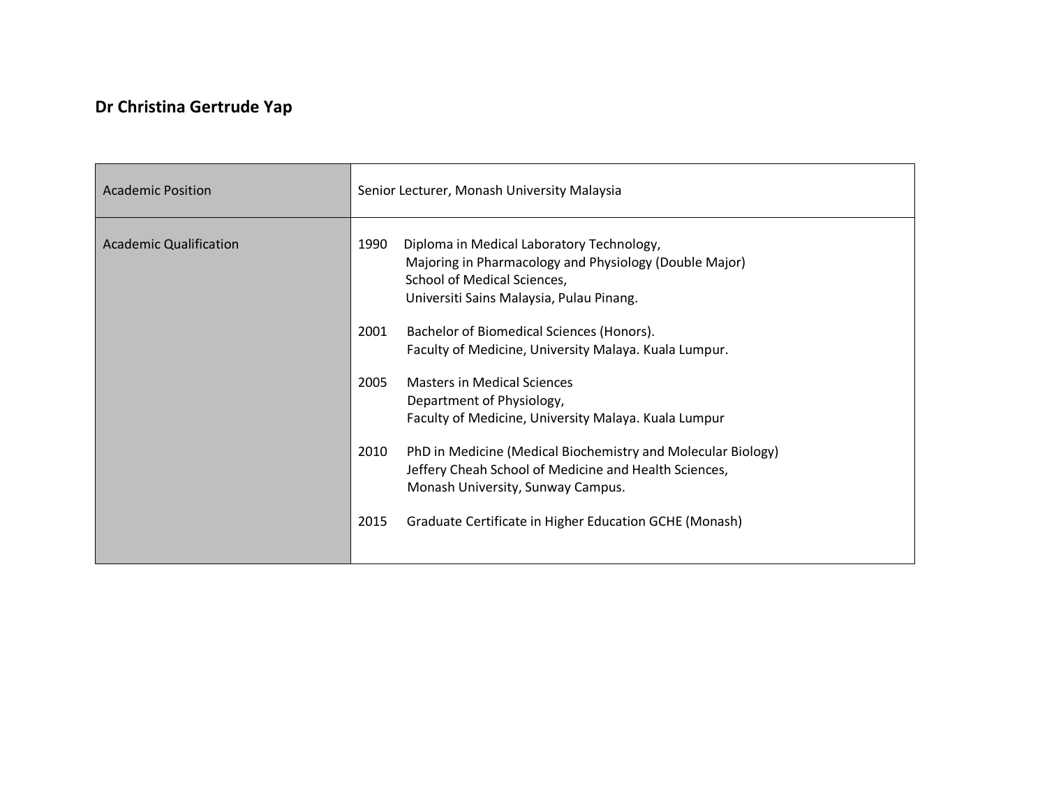# Dr Christina Gertrude Yap

| Academic Position | Senior Lecturer, Monash University Malaysia |
|---|---|
| Academic Qualification | 1990 Diploma in Medical Laboratory Technology,<br>Majoring in Pharmacology and Physiology (Double Major)<br>School of Medical Sciences,<br>Universiti Sains Malaysia, Pulau Pinang.<br><br>2001 Bachelor of Biomedical Sciences (Honors).<br>Faculty of Medicine, University Malaya. Kuala Lumpur.<br><br>2005 Masters in Medical Sciences<br>Department of Physiology,<br>Faculty of Medicine, University Malaya. Kuala Lumpur<br><br>2010 PhD in Medicine (Medical Biochemistry and Molecular Biology)<br>Jeffery Cheah School of Medicine and Health Sciences,<br>Monash University, Sunway Campus.<br><br>2015 Graduate Certificate in Higher Education GCHE (Monash) |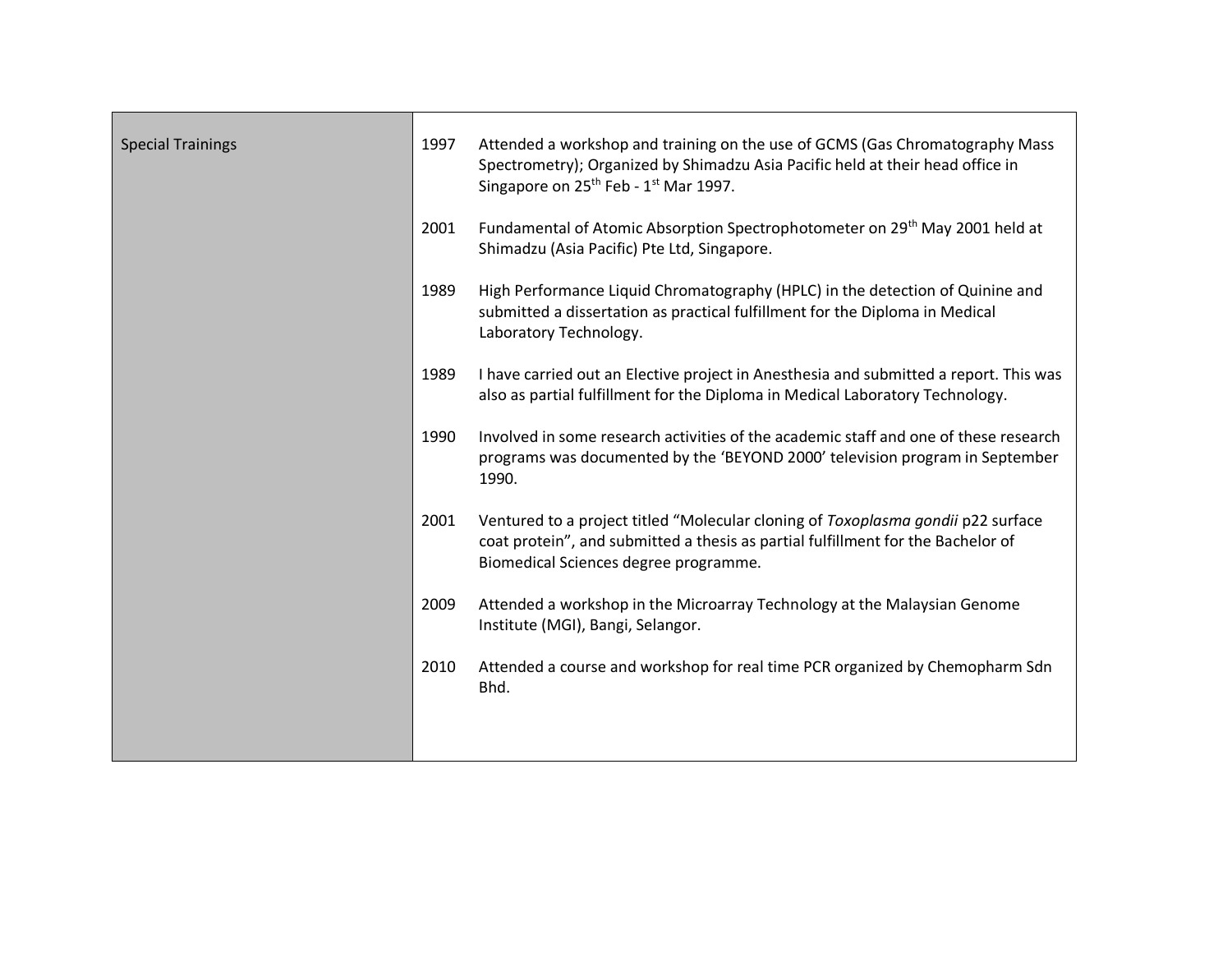| Special Trainings | |
|---|---|
| | 1997 Attended a workshop and training on the use of GCMS (Gas Chromatography Mass Spectrometry); Organized by Shimadzu Asia Pacific held at their head office in Singapore on 25th Feb - 1st Mar 1997. |
| | 2001 Fundamental of Atomic Absorption Spectrophotometer on 29th May 2001 held at Shimadzu (Asia Pacific) Pte Ltd, Singapore. |
| | 1989 High Performance Liquid Chromatography (HPLC) in the detection of Quinine and submitted a dissertation as practical fulfillment for the Diploma in Medical Laboratory Technology. |
| | 1989 I have carried out an Elective project in Anesthesia and submitted a report. This was also as partial fulfillment for the Diploma in Medical Laboratory Technology. |
| | 1990 Involved in some research activities of the academic staff and one of these research programs was documented by the 'BEYOND 2000' television program in September 1990. |
| | 2001 Ventured to a project titled "Molecular cloning of *Toxoplasma gondii* p22 surface coat protein", and submitted a thesis as partial fulfillment for the Bachelor of Biomedical Sciences degree programme. |
| | 2009 Attended a workshop in the Microarray Technology at the Malaysian Genome Institute (MGI), Bangi, Selangor. |
| | 2010 Attended a course and workshop for real time PCR organized by Chemopharm Sdn Bhd. |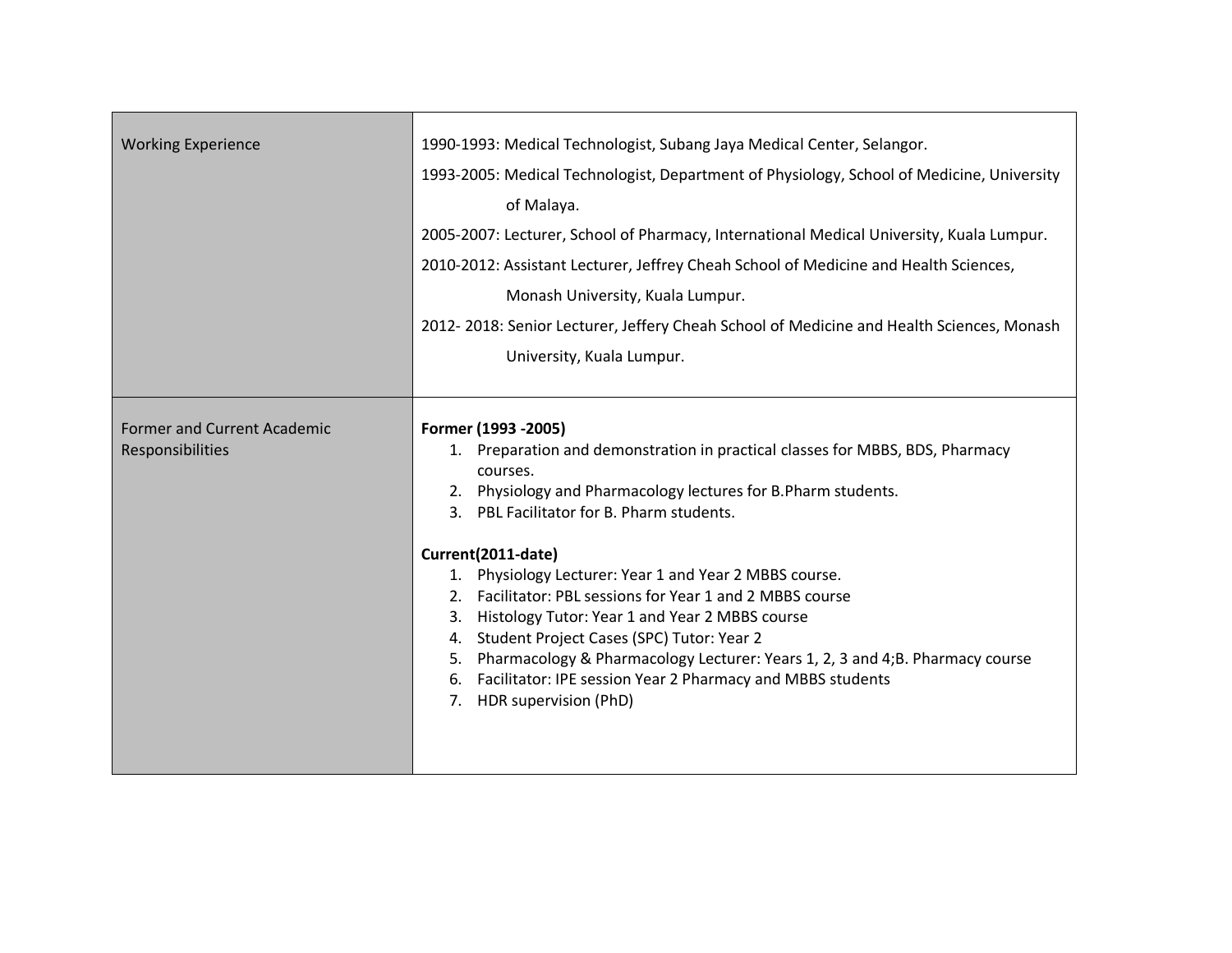| Working Experience | 1990-1993: Medical Technologist, Subang Jaya Medical Center, Selangor.<br>1993-2005: Medical Technologist, Department of Physiology, School of Medicine, University of Malaya.<br>2005-2007: Lecturer, School of Pharmacy, International Medical University, Kuala Lumpur.<br>2010-2012: Assistant Lecturer, Jeffrey Cheah School of Medicine and Health Sciences, Monash University, Kuala Lumpur.<br>2012- 2018: Senior Lecturer, Jeffery Cheah School of Medicine and Health Sciences, Monash University, Kuala Lumpur. |
|---|---|
| Former and Current Academic Responsibilities | **Former (1993 -2005)**<br>1. Preparation and demonstration in practical classes for MBBS, BDS, Pharmacy courses.<br>2. Physiology and Pharmacology lectures for B.Pharm students.<br>3. PBL Facilitator for B. Pharm students.<br><br>**Current(2011-date)**<br>1. Physiology Lecturer: Year 1 and Year 2 MBBS course.<br>2. Facilitator: PBL sessions for Year 1 and 2 MBBS course<br>3. Histology Tutor: Year 1 and Year 2 MBBS course<br>4. Student Project Cases (SPC) Tutor: Year 2<br>5. Pharmacology & Pharmacology Lecturer: Years 1, 2, 3 and 4;B. Pharmacy course<br>6. Facilitator: IPE session Year 2 Pharmacy and MBBS students<br>7. HDR supervision (PhD) |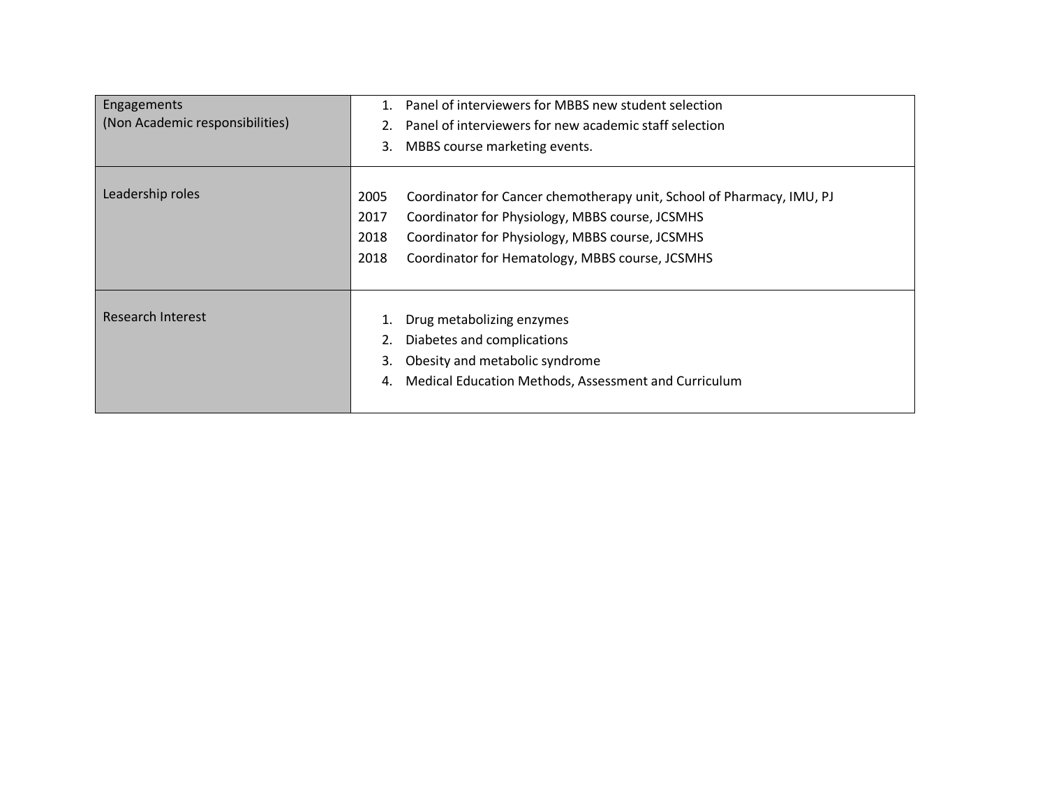| | |
|---|---|
| Engagements<br>(Non Academic responsibilities) | 1. Panel of interviewers for MBBS new student selection<br>2. Panel of interviewers for new academic staff selection<br>3. MBBS course marketing events. |
| Leadership roles | 2005 Coordinator for Cancer chemotherapy unit, School of Pharmacy, IMU, PJ<br>2017 Coordinator for Physiology, MBBS course, JCSMHS<br>2018 Coordinator for Physiology, MBBS course, JCSMHS<br>2018 Coordinator for Hematology, MBBS course, JCSMHS |
| Research Interest | 1. Drug metabolizing enzymes<br>2. Diabetes and complications<br>3. Obesity and metabolic syndrome<br>4. Medical Education Methods, Assessment and Curriculum |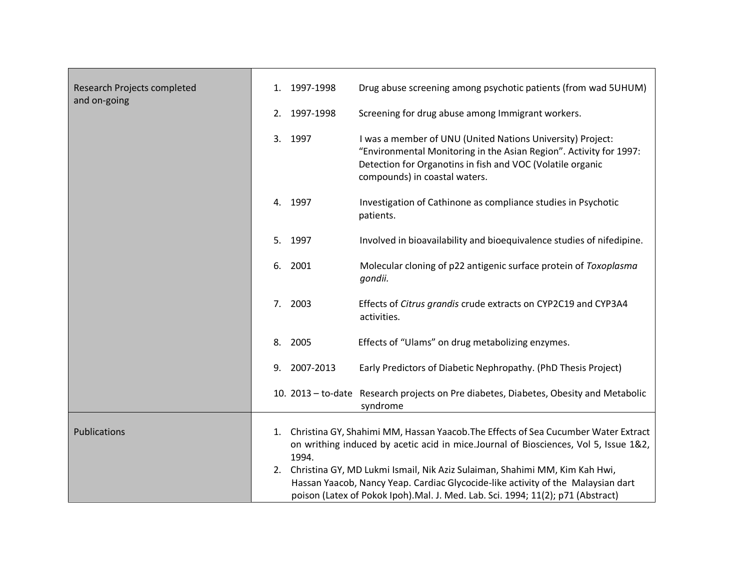| | |
|---|---|
| Research Projects completed and on-going | 1. 1997-1998 Drug abuse screening among psychotic patients (from wad 5UHUM)<br>2. 1997-1998 Screening for drug abuse among Immigrant workers.<br>3. 1997 I was a member of UNU (United Nations University) Project: "Environmental Monitoring in the Asian Region". Activity for 1997: Detection for Organotins in fish and VOC (Volatile organic compounds) in coastal waters.<br>4. 1997 Investigation of Cathinone as compliance studies in Psychotic patients.<br>5. 1997 Involved in bioavailability and bioequivalence studies of nifedipine.<br>6. 2001 Molecular cloning of p22 antigenic surface protein of *Toxoplasma gondii.*<br>7. 2003 Effects of *Citrus grandis* crude extracts on CYP2C19 and CYP3A4 activities.<br>8. 2005 Effects of "Ulams" on drug metabolizing enzymes.<br>9. 2007-2013 Early Predictors of Diabetic Nephropathy. (PhD Thesis Project)<br>10. 2013 – to-date Research projects on Pre diabetes, Diabetes, Obesity and Metabolic syndrome |
| Publications | 1. Christina GY, Shahimi MM, Hassan Yaacob.The Effects of Sea Cucumber Water Extract on writhing induced by acetic acid in mice.Journal of Biosciences, Vol 5, Issue 1&2, 1994.<br>2. Christina GY, MD Lukmi Ismail, Nik Aziz Sulaiman, Shahimi MM, Kim Kah Hwi, Hassan Yaacob, Nancy Yeap. Cardiac Glycocide-like activity of the Malaysian dart poison (Latex of Pokok Ipoh).Mal. J. Med. Lab. Sci. 1994; 11(2); p71 (Abstract) |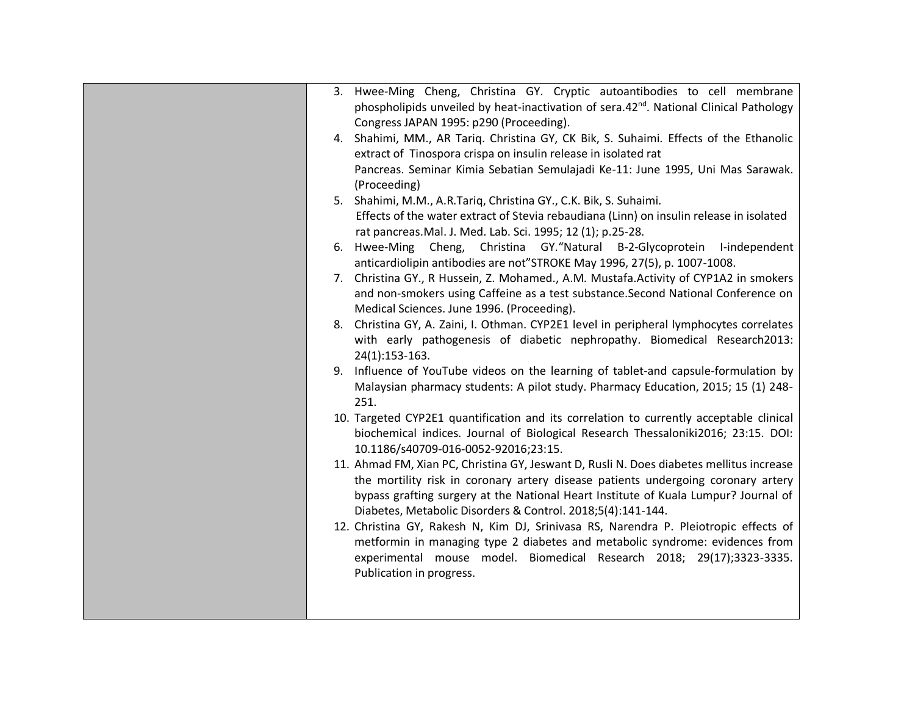| | |
|---|---|
| | 3. Hwee-Ming Cheng, Christina GY. Cryptic autoantibodies to cell membrane phospholipids unveiled by heat-inactivation of sera.42[nd]. National Clinical Pathology Congress JAPAN 1995: p290 (Proceeding).<br>4. Shahimi, MM., AR Tariq. Christina GY, CK Bik, S. Suhaimi. Effects of the Ethanolic extract of Tinospora crispa on insulin release in isolated rat Pancreas. Seminar Kimia Sebatian Semulajadi Ke-11: June 1995, Uni Mas Sarawak. (Proceeding)<br>5. Shahimi, M.M., A.R.Tariq, Christina GY., C.K. Bik, S. Suhaimi. Effects of the water extract of Stevia rebaudiana (Linn) on insulin release in isolated rat pancreas.Mal. J. Med. Lab. Sci. 1995; 12 (1); p.25-28.<br>6. Hwee-Ming Cheng, Christina GY."Natural B-2-Glycoprotein I-independent anticardiolipin antibodies are not"STROKE May 1996, 27(5), p. 1007-1008.<br>7. Christina GY., R Hussein, Z. Mohamed., A.M. Mustafa.Activity of CYP1A2 in smokers and non-smokers using Caffeine as a test substance.Second National Conference on Medical Sciences. June 1996. (Proceeding).<br>8. Christina GY, A. Zaini, I. Othman. CYP2E1 level in peripheral lymphocytes correlates with early pathogenesis of diabetic nephropathy. Biomedical Research2013: 24(1):153-163.<br>9. Influence of YouTube videos on the learning of tablet-and capsule-formulation by Malaysian pharmacy students: A pilot study. Pharmacy Education, 2015; 15 (1) 248-251.<br>10. Targeted CYP2E1 quantification and its correlation to currently acceptable clinical biochemical indices. Journal of Biological Research Thessaloniki2016; 23:15. DOI: 10.1186/s40709-016-0052-92016;23:15.<br>11. Ahmad FM, Xian PC, Christina GY, Jeswant D, Rusli N. Does diabetes mellitus increase the mortility risk in coronary artery disease patients undergoing coronary artery bypass grafting surgery at the National Heart Institute of Kuala Lumpur? Journal of Diabetes, Metabolic Disorders & Control. 2018;5(4):141-144.<br>12. Christina GY, Rakesh N, Kim DJ, Srinivasa RS, Narendra P. Pleiotropic effects of metformin in managing type 2 diabetes and metabolic syndrome: evidences from experimental mouse model. Biomedical Research 2018; 29(17);3323-3335. Publication in progress. |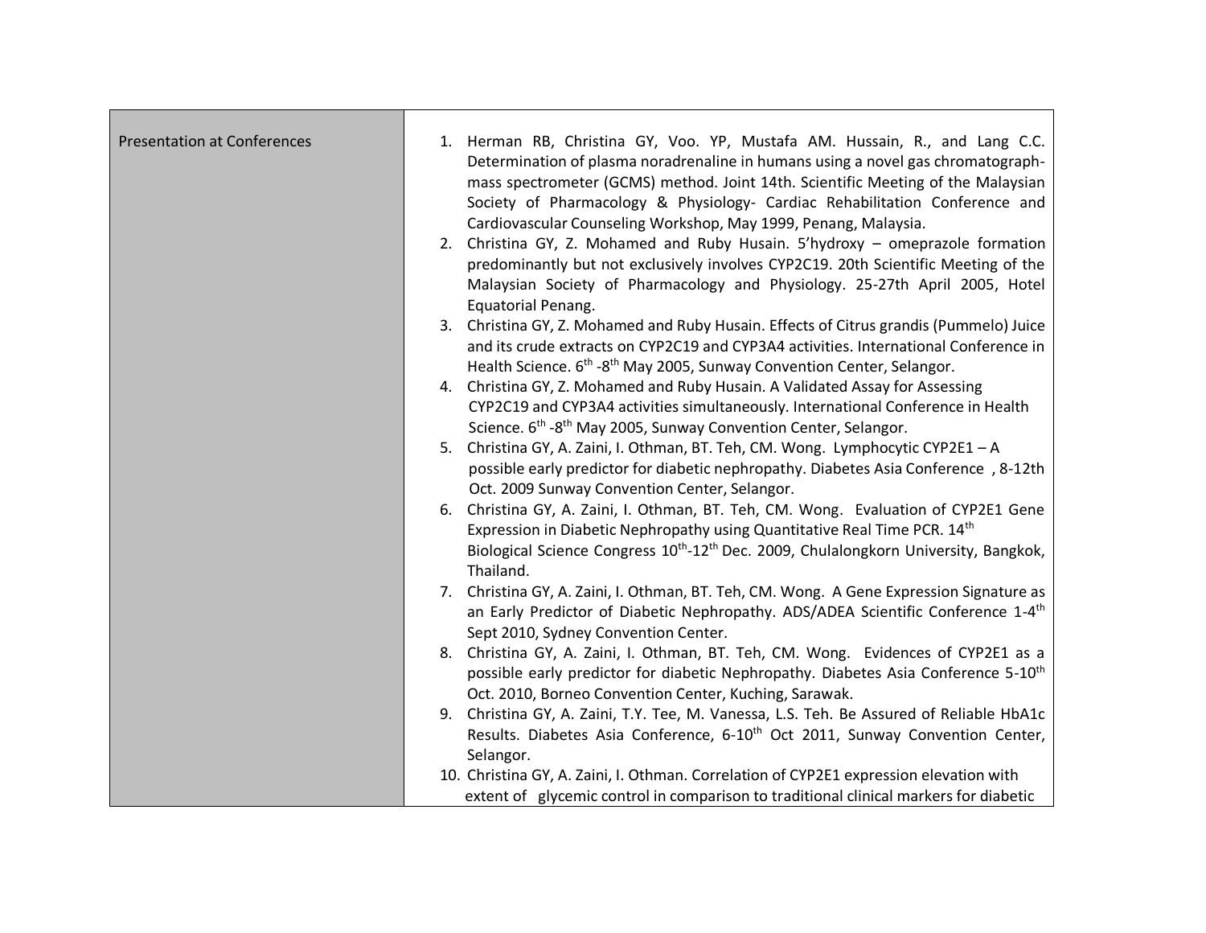| Presentation at Conferences | 1. Herman RB, Christina GY, Voo. YP, Mustafa AM. Hussain, R., and Lang C.C. Determination of plasma noradrenaline in humans using a novel gas chromatograph-mass spectrometer (GCMS) method. Joint 14th. Scientific Meeting of the Malaysian Society of Pharmacology & Physiology- Cardiac Rehabilitation Conference and Cardiovascular Counseling Workshop, May 1999, Penang, Malaysia.<br>2. Christina GY, Z. Mohamed and Ruby Husain. 5'hydroxy – omeprazole formation predominantly but not exclusively involves CYP2C19. 20th Scientific Meeting of the Malaysian Society of Pharmacology and Physiology. 25-27th April 2005, Hotel Equatorial Penang.<br>3. Christina GY, Z. Mohamed and Ruby Husain. Effects of Citrus grandis (Pummelo) Juice and its crude extracts on CYP2C19 and CYP3A4 activities. International Conference in Health Science. 6th -8th May 2005, Sunway Convention Center, Selangor.<br>4. Christina GY, Z. Mohamed and Ruby Husain. A Validated Assay for Assessing CYP2C19 and CYP3A4 activities simultaneously. International Conference in Health Science. 6th -8th May 2005, Sunway Convention Center, Selangor.<br>5. Christina GY, A. Zaini, I. Othman, BT. Teh, CM. Wong. Lymphocytic CYP2E1 – A possible early predictor for diabetic nephropathy. Diabetes Asia Conference , 8-12th Oct. 2009 Sunway Convention Center, Selangor.<br>6. Christina GY, A. Zaini, I. Othman, BT. Teh, CM. Wong. Evaluation of CYP2E1 Gene Expression in Diabetic Nephropathy using Quantitative Real Time PCR. 14th Biological Science Congress 10th-12th Dec. 2009, Chulalongkorn University, Bangkok, Thailand.<br>7. Christina GY, A. Zaini, I. Othman, BT. Teh, CM. Wong. A Gene Expression Signature as an Early Predictor of Diabetic Nephropathy. ADS/ADEA Scientific Conference 1-4th Sept 2010, Sydney Convention Center.<br>8. Christina GY, A. Zaini, I. Othman, BT. Teh, CM. Wong. Evidences of CYP2E1 as a possible early predictor for diabetic Nephropathy. Diabetes Asia Conference 5-10th Oct. 2010, Borneo Convention Center, Kuching, Sarawak.<br>9. Christina GY, A. Zaini, T.Y. Tee, M. Vanessa, L.S. Teh. Be Assured of Reliable HbA1c Results. Diabetes Asia Conference, 6-10th Oct 2011, Sunway Convention Center, Selangor.<br>10. Christina GY, A. Zaini, I. Othman. Correlation of CYP2E1 expression elevation with extent of glycemic control in comparison to traditional clinical markers for diabetic |
|---|---|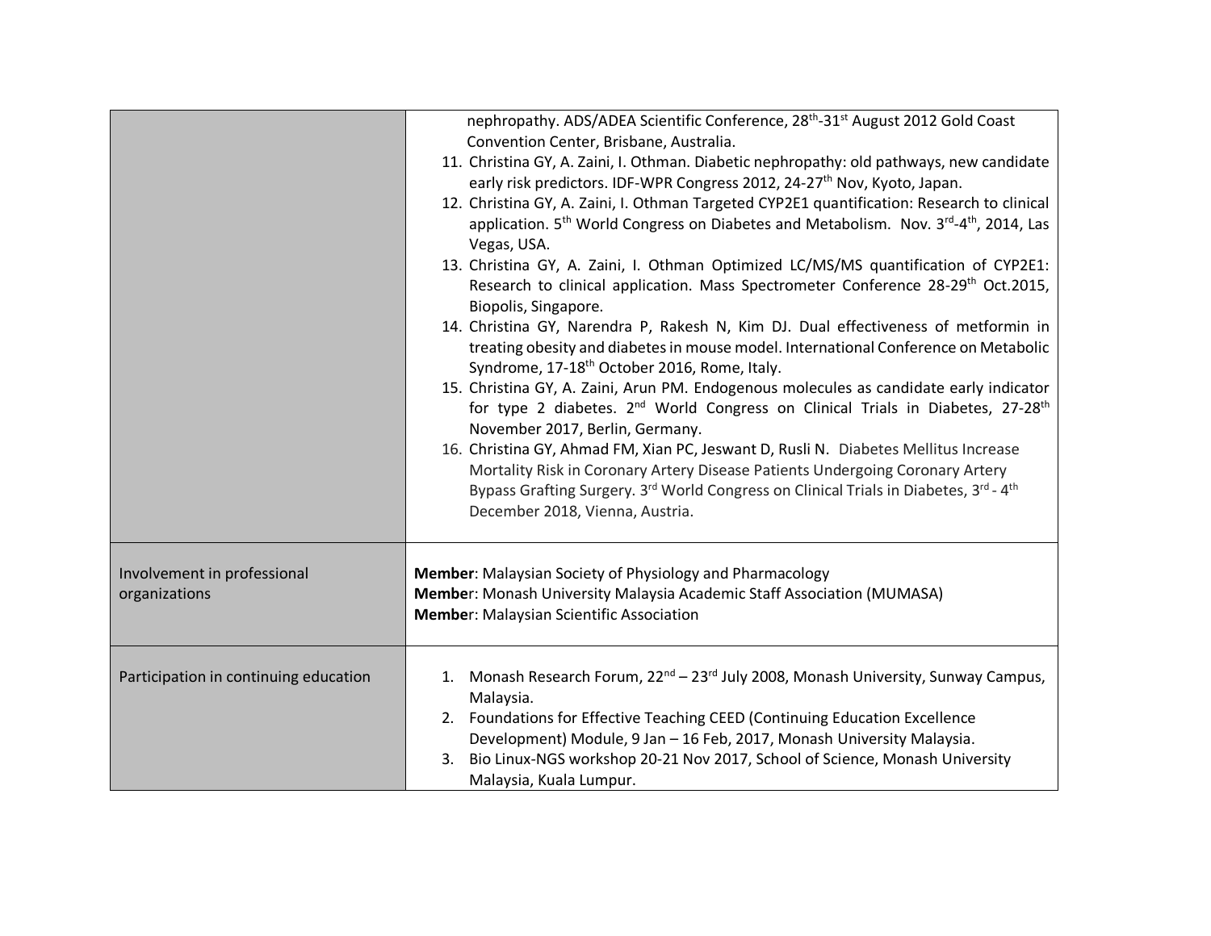| | |
|---|---|
| | nephropathy. ADS/ADEA Scientific Conference, 28th-31st August 2012 Gold Coast Convention Center, Brisbane, Australia.<br>11. Christina GY, A. Zaini, I. Othman. Diabetic nephropathy: old pathways, new candidate early risk predictors. IDF-WPR Congress 2012, 24-27th Nov, Kyoto, Japan.<br>12. Christina GY, A. Zaini, I. Othman Targeted CYP2E1 quantification: Research to clinical application. 5th World Congress on Diabetes and Metabolism. Nov. 3rd-4th, 2014, Las Vegas, USA.<br>13. Christina GY, A. Zaini, I. Othman Optimized LC/MS/MS quantification of CYP2E1: Research to clinical application. Mass Spectrometer Conference 28-29th Oct.2015, Biopolis, Singapore.<br>14. Christina GY, Narendra P, Rakesh N, Kim DJ. Dual effectiveness of metformin in treating obesity and diabetes in mouse model. International Conference on Metabolic Syndrome, 17-18th October 2016, Rome, Italy.<br>15. Christina GY, A. Zaini, Arun PM. Endogenous molecules as candidate early indicator for type 2 diabetes. 2nd World Congress on Clinical Trials in Diabetes, 27-28th November 2017, Berlin, Germany.<br>16. Christina GY, Ahmad FM, Xian PC, Jeswant D, Rusli N. Diabetes Mellitus Increase Mortality Risk in Coronary Artery Disease Patients Undergoing Coronary Artery Bypass Grafting Surgery. 3rd World Congress on Clinical Trials in Diabetes, 3rd - 4th December 2018, Vienna, Austria. |
| Involvement in professional organizations | **Member**: Malaysian Society of Physiology and Pharmacology<br>**Member**: Monash University Malaysia Academic Staff Association (MUMASA)<br>**Member**: Malaysian Scientific Association |
| Participation in continuing education | 1. Monash Research Forum, 22nd – 23rd July 2008, Monash University, Sunway Campus, Malaysia.<br>2. Foundations for Effective Teaching CEED (Continuing Education Excellence Development) Module, 9 Jan – 16 Feb, 2017, Monash University Malaysia.<br>3. Bio Linux-NGS workshop 20-21 Nov 2017, School of Science, Monash University Malaysia, Kuala Lumpur. |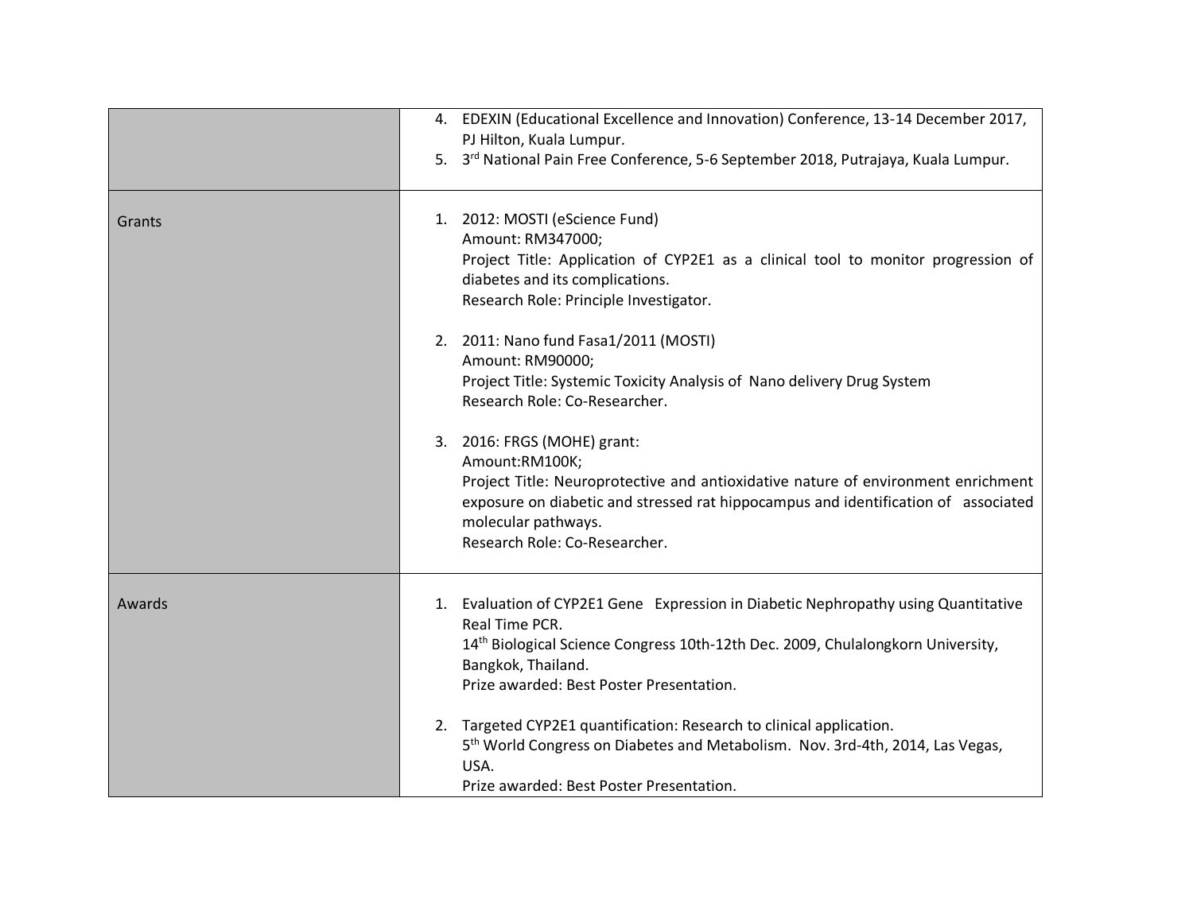| | |
|---|---|
| | 4. EDEXIN (Educational Excellence and Innovation) Conference, 13-14 December 2017, PJ Hilton, Kuala Lumpur.<br>5. 3rd National Pain Free Conference, 5-6 September 2018, Putrajaya, Kuala Lumpur. |
| Grants | 1. 2012: MOSTI (eScience Fund)<br>Amount: RM347000;<br>Project Title: Application of CYP2E1 as a clinical tool to monitor progression of diabetes and its complications.<br>Research Role: Principle Investigator.<br><br>2. 2011: Nano fund Fasa1/2011 (MOSTI)<br>Amount: RM90000;<br>Project Title: Systemic Toxicity Analysis of Nano delivery Drug System<br>Research Role: Co-Researcher.<br><br>3. 2016: FRGS (MOHE) grant:<br>Amount:RM100K;<br>Project Title: Neuroprotective and antioxidative nature of environment enrichment exposure on diabetic and stressed rat hippocampus and identification of associated molecular pathways.<br>Research Role: Co-Researcher. |
| Awards | 1. Evaluation of CYP2E1 Gene Expression in Diabetic Nephropathy using Quantitative Real Time PCR.<br>14th Biological Science Congress 10th-12th Dec. 2009, Chulalongkorn University, Bangkok, Thailand.<br>Prize awarded: Best Poster Presentation.<br><br>2. Targeted CYP2E1 quantification: Research to clinical application.<br>5th World Congress on Diabetes and Metabolism. Nov. 3rd-4th, 2014, Las Vegas, USA.<br>Prize awarded: Best Poster Presentation. |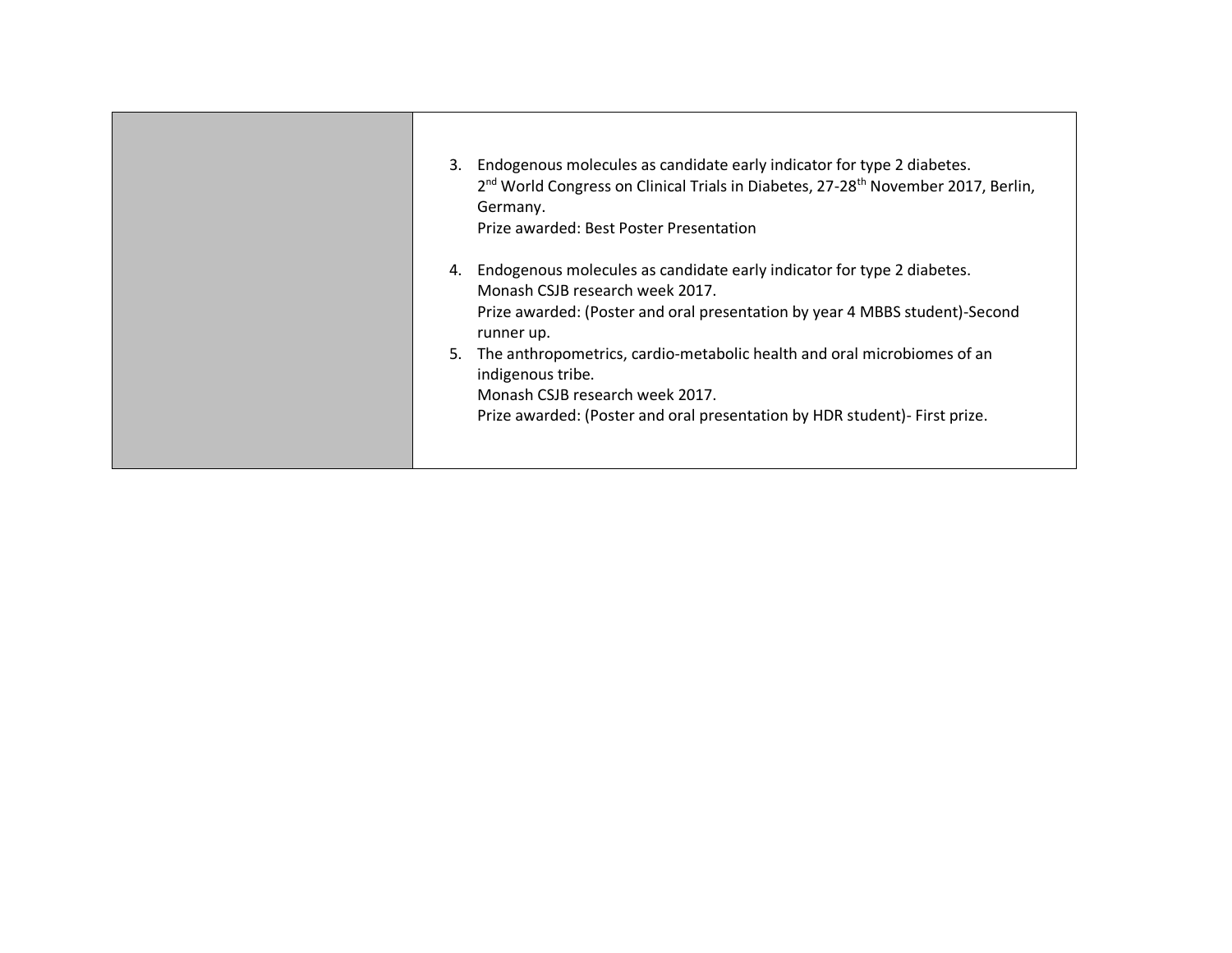| | |
|---|---|
| | 3. Endogenous molecules as candidate early indicator for type 2 diabetes.<br>2nd World Congress on Clinical Trials in Diabetes, 27-28th November 2017, Berlin, Germany.<br>Prize awarded: Best Poster Presentation<br><br>4. Endogenous molecules as candidate early indicator for type 2 diabetes.<br>Monash CSJB research week 2017.<br>Prize awarded: (Poster and oral presentation by year 4 MBBS student)-Second runner up.<br>5. The anthropometrics, cardio-metabolic health and oral microbiomes of an indigenous tribe.<br>Monash CSJB research week 2017.<br>Prize awarded: (Poster and oral presentation by HDR student)- First prize. |